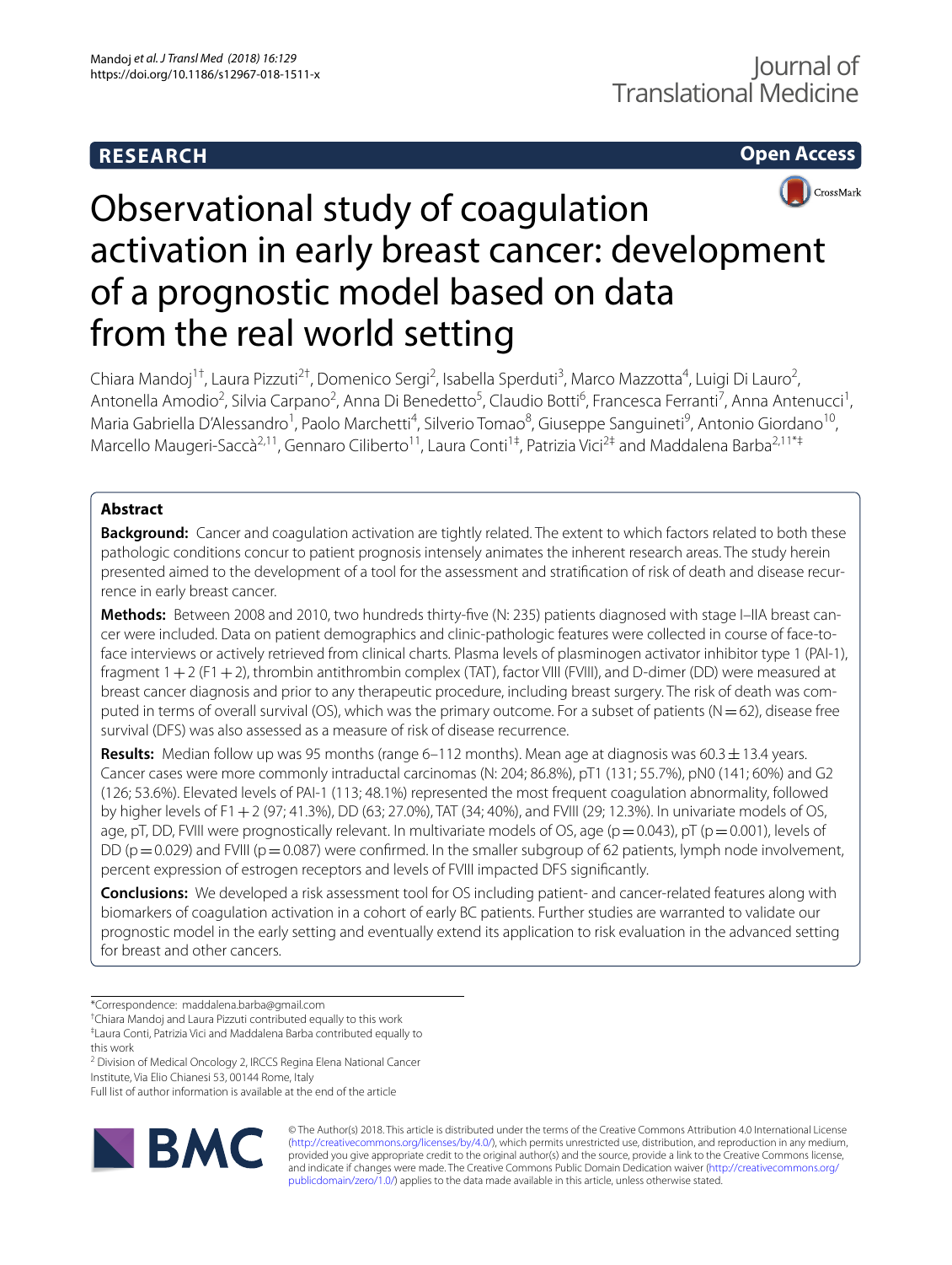**RESEARCH** **Open Access**

# Observational study of coagulation activation in early breast cancer: development of a prognostic model based on data from the real world setting

Chiara Mandoj[1†], Laura Pizzuti[2†], Domenico Sergi[2], Isabella Sperduti[3], Marco Mazzotta[4], Luigi Di Lauro[2], Antonella Amodio[2], Silvia Carpano[2], Anna Di Benedetto[5], Claudio Botti[6], Francesca Ferranti[7], Anna Antenucci[1], Maria Gabriella D'Alessandro[1], Paolo Marchetti[4], Silverio Tomao[8], Giuseppe Sanguineti[9], Antonio Giordano[10], Marcello Maugeri-Saccà[2,11], Gennaro Ciliberto[11], Laura Conti[1‡], Patrizia Vici[2‡] and Maddalena Barba[2,11*‡]

## Abstract

**Background:** Cancer and coagulation activation are tightly related. The extent to which factors related to both these pathologic conditions concur to patient prognosis intensely animates the inherent research areas. The study herein presented aimed to the development of a tool for the assessment and stratification of risk of death and disease recurrence in early breast cancer.

**Methods:** Between 2008 and 2010, two hundreds thirty-five (N: 235) patients diagnosed with stage I–IIA breast cancer were included. Data on patient demographics and clinic-pathologic features were collected in course of face-to-face interviews or actively retrieved from clinical charts. Plasma levels of plasminogen activator inhibitor type 1 (PAI-1), fragment 1 + 2 (F1 + 2), thrombin antithrombin complex (TAT), factor VIII (FVIII), and D-dimer (DD) were measured at breast cancer diagnosis and prior to any therapeutic procedure, including breast surgery. The risk of death was computed in terms of overall survival (OS), which was the primary outcome. For a subset of patients (N = 62), disease free survival (DFS) was also assessed as a measure of risk of disease recurrence.

**Results:** Median follow up was 95 months (range 6–112 months). Mean age at diagnosis was 60.3 ± 13.4 years. Cancer cases were more commonly intraductal carcinomas (N: 204; 86.8%), pT1 (131; 55.7%), pN0 (141; 60%) and G2 (126; 53.6%). Elevated levels of PAI-1 (113; 48.1%) represented the most frequent coagulation abnormality, followed by higher levels of F1 + 2 (97; 41.3%), DD (63; 27.0%), TAT (34; 40%), and FVIII (29; 12.3%). In univariate models of OS, age, pT, DD, FVIII were prognostically relevant. In multivariate models of OS, age ($p = 0.043$), pT ($p = 0.001$), levels of DD ($p = 0.029$) and FVIII ($p = 0.087$) were confirmed. In the smaller subgroup of 62 patients, lymph node involvement, percent expression of estrogen receptors and levels of FVIII impacted DFS significantly.

**Conclusions:** We developed a risk assessment tool for OS including patient- and cancer-related features along with biomarkers of coagulation activation in a cohort of early BC patients. Further studies are warranted to validate our prognostic model in the early setting and eventually extend its application to risk evaluation in the advanced setting for breast and other cancers.

*Correspondence: maddalena.barba@gmail.com
†Chiara Mandoj and Laura Pizzuti contributed equally to this work
‡Laura Conti, Patrizia Vici and Maddalena Barba contributed equally to this work
[2] Division of Medical Oncology 2, IRCCS Regina Elena National Cancer Institute, Via Elio Chianesi 53, 00144 Rome, Italy
Full list of author information is available at the end of the article

© The Author(s) 2018. This article is distributed under the terms of the Creative Commons Attribution 4.0 International License (http://creativecommons.org/licenses/by/4.0/), which permits unrestricted use, distribution, and reproduction in any medium, provided you give appropriate credit to the original author(s) and the source, provide a link to the Creative Commons license, and indicate if changes were made. The Creative Commons Public Domain Dedication waiver (http://creativecommons.org/publicdomain/zero/1.0/) applies to the data made available in this article, unless otherwise stated.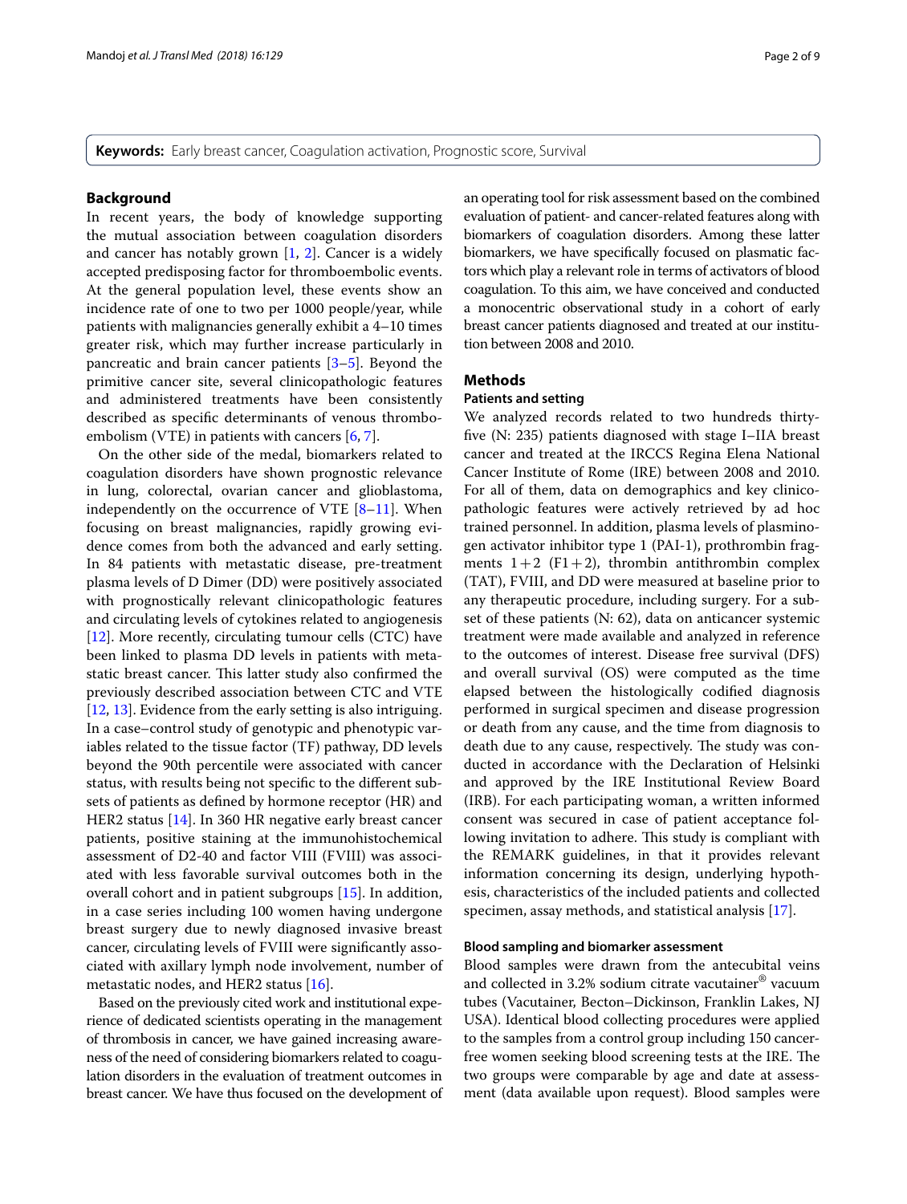**Keywords:** Early breast cancer, Coagulation activation, Prognostic score, Survival

## Background

In recent years, the body of knowledge supporting the mutual association between coagulation disorders and cancer has notably grown [1, 2]. Cancer is a widely accepted predisposing factor for thromboembolic events. At the general population level, these events show an incidence rate of one to two per 1000 people/year, while patients with malignancies generally exhibit a 4–10 times greater risk, which may further increase particularly in pancreatic and brain cancer patients [3–5]. Beyond the primitive cancer site, several clinicopathologic features and administered treatments have been consistently described as specific determinants of venous thromboembolism (VTE) in patients with cancers [6, 7].

On the other side of the medal, biomarkers related to coagulation disorders have shown prognostic relevance in lung, colorectal, ovarian cancer and glioblastoma, independently on the occurrence of VTE [8–11]. When focusing on breast malignancies, rapidly growing evidence comes from both the advanced and early setting. In 84 patients with metastatic disease, pre-treatment plasma levels of D Dimer (DD) were positively associated with prognostically relevant clinicopathologic features and circulating levels of cytokines related to angiogenesis [12]. More recently, circulating tumour cells (CTC) have been linked to plasma DD levels in patients with metastatic breast cancer. This latter study also confirmed the previously described association between CTC and VTE [12, 13]. Evidence from the early setting is also intriguing. In a case–control study of genotypic and phenotypic variables related to the tissue factor (TF) pathway, DD levels beyond the 90th percentile were associated with cancer status, with results being not specific to the different subsets of patients as defined by hormone receptor (HR) and HER2 status [14]. In 360 HR negative early breast cancer patients, positive staining at the immunohistochemical assessment of D2-40 and factor VIII (FVIII) was associated with less favorable survival outcomes both in the overall cohort and in patient subgroups [15]. In addition, in a case series including 100 women having undergone breast surgery due to newly diagnosed invasive breast cancer, circulating levels of FVIII were significantly associated with axillary lymph node involvement, number of metastatic nodes, and HER2 status [16].

Based on the previously cited work and institutional experience of dedicated scientists operating in the management of thrombosis in cancer, we have gained increasing awareness of the need of considering biomarkers related to coagulation disorders in the evaluation of treatment outcomes in breast cancer. We have thus focused on the development of an operating tool for risk assessment based on the combined evaluation of patient- and cancer-related features along with biomarkers of coagulation disorders. Among these latter biomarkers, we have specifically focused on plasmatic factors which play a relevant role in terms of activators of blood coagulation. To this aim, we have conceived and conducted a monocentric observational study in a cohort of early breast cancer patients diagnosed and treated at our institution between 2008 and 2010.

## Methods

### Patients and setting

We analyzed records related to two hundreds thirty-five (N: 235) patients diagnosed with stage I–IIA breast cancer and treated at the IRCCS Regina Elena National Cancer Institute of Rome (IRE) between 2008 and 2010. For all of them, data on demographics and key clinicopathologic features were actively retrieved by ad hoc trained personnel. In addition, plasma levels of plasminogen activator inhibitor type 1 (PAI-1), prothrombin fragments $1+2$ (F$1+2$), thrombin antithrombin complex (TAT), FVIII, and DD were measured at baseline prior to any therapeutic procedure, including surgery. For a subset of these patients (N: 62), data on anticancer systemic treatment were made available and analyzed in reference to the outcomes of interest. Disease free survival (DFS) and overall survival (OS) were computed as the time elapsed between the histologically codified diagnosis performed in surgical specimen and disease progression or death from any cause, and the time from diagnosis to death due to any cause, respectively. The study was conducted in accordance with the Declaration of Helsinki and approved by the IRE Institutional Review Board (IRB). For each participating woman, a written informed consent was secured in case of patient acceptance following invitation to adhere. This study is compliant with the REMARK guidelines, in that it provides relevant information concerning its design, underlying hypothesis, characteristics of the included patients and collected specimen, assay methods, and statistical analysis [17].

### Blood sampling and biomarker assessment

Blood samples were drawn from the antecubital veins and collected in 3.2% sodium citrate vacutainer® vacuum tubes (Vacutainer, Becton–Dickinson, Franklin Lakes, NJ USA). Identical blood collecting procedures were applied to the samples from a control group including 150 cancer-free women seeking blood screening tests at the IRE. The two groups were comparable by age and date at assessment (data available upon request). Blood samples were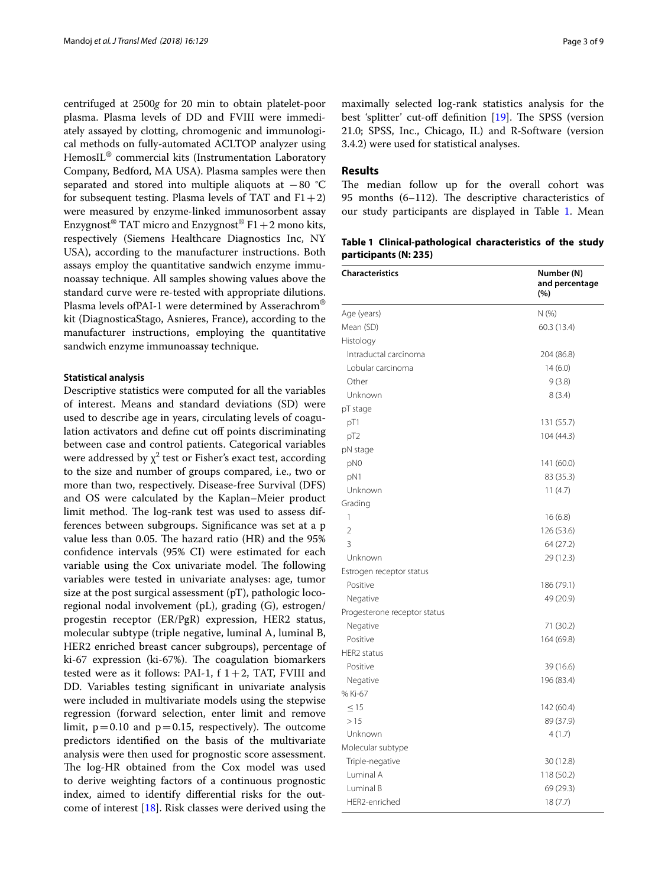centrifuged at 2500*g* for 20 min to obtain platelet-poor plasma. Plasma levels of DD and FVIII were immediately assayed by clotting, chromogenic and immunological methods on fully-automated ACLTOP analyzer using HemosIL® commercial kits (Instrumentation Laboratory Company, Bedford, MA USA). Plasma samples were then separated and stored into multiple aliquots at −80 °C for subsequent testing. Plasma levels of TAT and F1+2) were measured by enzyme-linked immunosorbent assay Enzygnost® TAT micro and Enzygnost® F1+2 mono kits, respectively (Siemens Healthcare Diagnostics Inc, NY USA), according to the manufacturer instructions. Both assays employ the quantitative sandwich enzyme immunoassay technique. All samples showing values above the standard curve were re-tested with appropriate dilutions. Plasma levels ofPAI-1 were determined by Asserachrom® kit (DiagnosticaStago, Asnieres, France), according to the manufacturer instructions, employing the quantitative sandwich enzyme immunoassay technique.

### Statistical analysis

Descriptive statistics were computed for all the variables of interest. Means and standard deviations (SD) were used to describe age in years, circulating levels of coagulation activators and define cut off points discriminating between case and control patients. Categorical variables were addressed by $\chi^2$ test or Fisher's exact test, according to the size and number of groups compared, i.e., two or more than two, respectively. Disease-free Survival (DFS) and OS were calculated by the Kaplan–Meier product limit method. The log-rank test was used to assess differences between subgroups. Significance was set at a p value less than 0.05. The hazard ratio (HR) and the 95% confidence intervals (95% CI) were estimated for each variable using the Cox univariate model. The following variables were tested in univariate analyses: age, tumor size at the post surgical assessment (pT), pathologic loco-regional nodal involvement (pL), grading (G), estrogen/progestin receptor (ER/PgR) expression, HER2 status, molecular subtype (triple negative, luminal A, luminal B, HER2 enriched breast cancer subgroups), percentage of ki-67 expression (ki-67%). The coagulation biomarkers tested were as it follows: PAI-1, f 1+2, TAT, FVIII and DD. Variables testing significant in univariate analysis were included in multivariate models using the stepwise regression (forward selection, enter limit and remove limit, $p=0.10$ and $p=0.15$, respectively). The outcome predictors identified on the basis of the multivariate analysis were then used for prognostic score assessment. The log-HR obtained from the Cox model was used to derive weighting factors of a continuous prognostic index, aimed to identify differential risks for the outcome of interest [18]. Risk classes were derived using the maximally selected log-rank statistics analysis for the best 'splitter' cut-off definition [19]. The SPSS (version 21.0; SPSS, Inc., Chicago, IL) and R-Software (version 3.4.2) were used for statistical analyses.

## Results

The median follow up for the overall cohort was 95 months (6–112). The descriptive characteristics of our study participants are displayed in Table 1. Mean

**Table 1 Clinical-pathological characteristics of the study participants (N: 235)**

| Characteristics | Number (N) and percentage (%) |
|---|---|
| Age (years) | N (%) |
| Mean (SD) | 60.3 (13.4) |
| Histology | |
| Intraductal carcinoma | 204 (86.8) |
| Lobular carcinoma | 14 (6.0) |
| Other | 9 (3.8) |
| Unknown | 8 (3.4) |
| pT stage | |
| pT1 | 131 (55.7) |
| pT2 | 104 (44.3) |
| pN stage | |
| pN0 | 141 (60.0) |
| pN1 | 83 (35.3) |
| Unknown | 11 (4.7) |
| Grading | |
| 1 | 16 (6.8) |
| 2 | 126 (53.6) |
| 3 | 64 (27.2) |
| Unknown | 29 (12.3) |
| Estrogen receptor status | |
| Positive | 186 (79.1) |
| Negative | 49 (20.9) |
| Progesterone receptor status | |
| Negative | 71 (30.2) |
| Positive | 164 (69.8) |
| HER2 status | |
| Positive | 39 (16.6) |
| Negative | 196 (83.4) |
| % Ki-67 | |
| ≤ 15 | 142 (60.4) |
| > 15 | 89 (37.9) |
| Unknown | 4 (1.7) |
| Molecular subtype | |
| Triple-negative | 30 (12.8) |
| Luminal A | 118 (50.2) |
| Luminal B | 69 (29.3) |
| HER2-enriched | 18 (7.7) |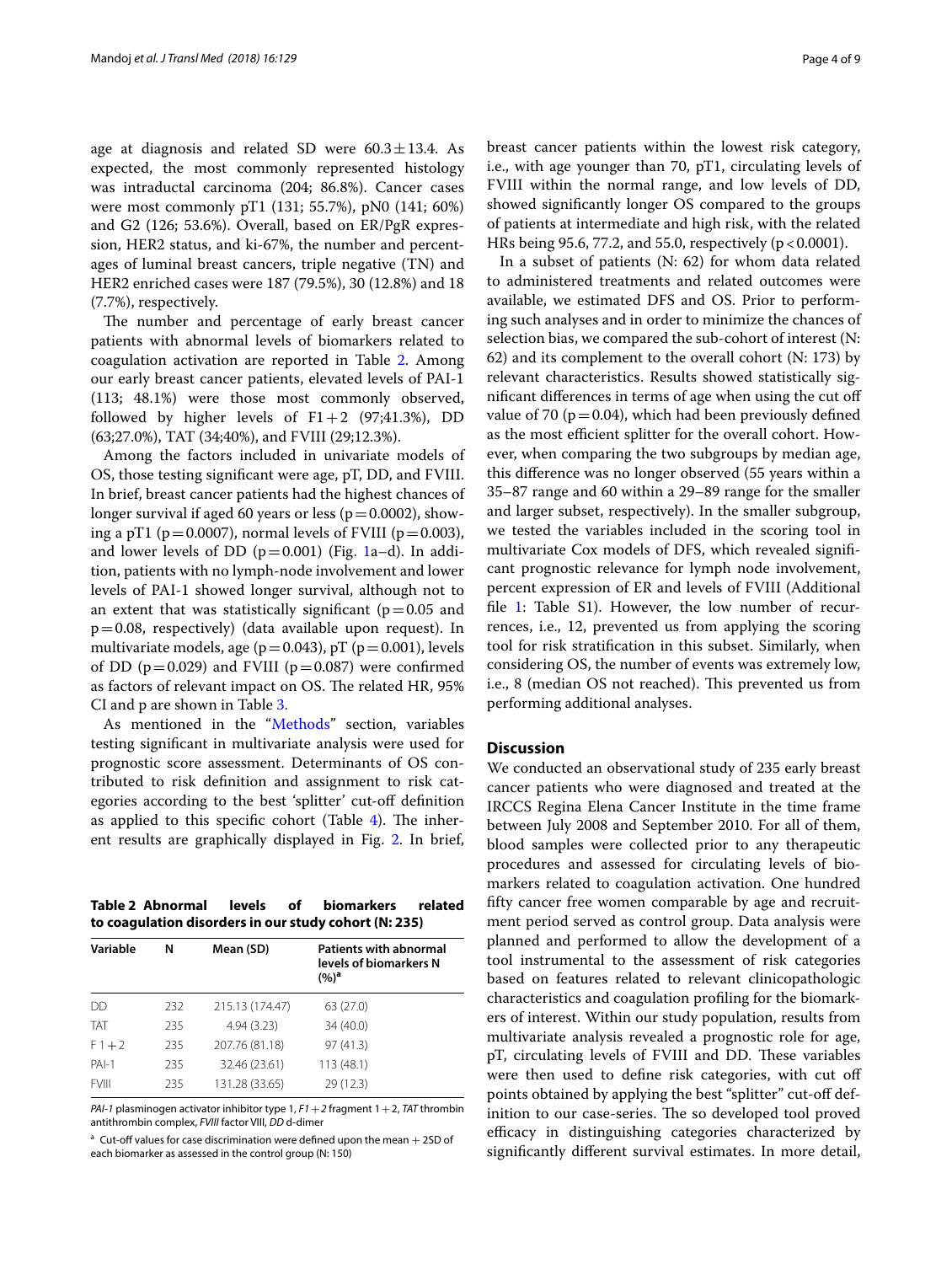age at diagnosis and related SD were 60.3 ± 13.4. As expected, the most commonly represented histology was intraductal carcinoma (204; 86.8%). Cancer cases were most commonly pT1 (131; 55.7%), pN0 (141; 60%) and G2 (126; 53.6%). Overall, based on ER/PgR expression, HER2 status, and ki-67%, the number and percentages of luminal breast cancers, triple negative (TN) and HER2 enriched cases were 187 (79.5%), 30 (12.8%) and 18 (7.7%), respectively.

The number and percentage of early breast cancer patients with abnormal levels of biomarkers related to coagulation activation are reported in Table 2. Among our early breast cancer patients, elevated levels of PAI-1 (113; 48.1%) were those most commonly observed, followed by higher levels of F1 + 2 (97;41.3%), DD (63;27.0%), TAT (34;40%), and FVIII (29;12.3%).

Among the factors included in univariate models of OS, those testing significant were age, pT, DD, and FVIII. In brief, breast cancer patients had the highest chances of longer survival if aged 60 years or less ($p = 0.0002$), showing a pT1 ($p = 0.0007$), normal levels of FVIII ($p = 0.003$), and lower levels of DD ($p = 0.001$) (Fig. 1a–d). In addition, patients with no lymph-node involvement and lower levels of PAI-1 showed longer survival, although not to an extent that was statistically significant ($p = 0.05$ and $p = 0.08$, respectively) (data available upon request). In multivariate models, age ($p = 0.043$), pT ($p = 0.001$), levels of DD ($p = 0.029$) and FVIII ($p = 0.087$) were confirmed as factors of relevant impact on OS. The related HR, 95% CI and p are shown in Table 3.

As mentioned in the "Methods" section, variables testing significant in multivariate analysis were used for prognostic score assessment. Determinants of OS contributed to risk definition and assignment to risk categories according to the best 'splitter' cut-off definition as applied to this specific cohort (Table 4). The inherent results are graphically displayed in Fig. 2. In brief, breast cancer patients within the lowest risk category, i.e., with age younger than 70, pT1, circulating levels of FVIII within the normal range, and low levels of DD, showed significantly longer OS compared to the groups of patients at intermediate and high risk, with the related HRs being 95.6, 77.2, and 55.0, respectively ($p < 0.0001$).

In a subset of patients (N: 62) for whom data related to administered treatments and related outcomes were available, we estimated DFS and OS. Prior to performing such analyses and in order to minimize the chances of selection bias, we compared the sub-cohort of interest (N: 62) and its complement to the overall cohort (N: 173) by relevant characteristics. Results showed statistically significant differences in terms of age when using the cut off value of 70 ($p = 0.04$), which had been previously defined as the most efficient splitter for the overall cohort. However, when comparing the two subgroups by median age, this difference was no longer observed (55 years within a 35–87 range and 60 within a 29–89 range for the smaller and larger subset, respectively). In the smaller subgroup, we tested the variables included in the scoring tool in multivariate Cox models of DFS, which revealed significant prognostic relevance for lymph node involvement, percent expression of ER and levels of FVIII (Additional file 1: Table S1). However, the low number of recurrences, i.e., 12, prevented us from applying the scoring tool for risk stratification in this subset. Similarly, when considering OS, the number of events was extremely low, i.e., 8 (median OS not reached). This prevented us from performing additional analyses.

**Table 2 Abnormal levels of biomarkers related to coagulation disorders in our study cohort (N: 235)**

| Variable | N | Mean (SD) | Patients with abnormal levels of biomarkers N (%)[a] |
|---|---|---|---|
| DD | 232 | 215.13 (174.47) | 63 (27.0) |
| TAT | 235 | 4.94 (3.23) | 34 (40.0) |
| F 1 + 2 | 235 | 207.76 (81.18) | 97 (41.3) |
| PAI-1 | 235 | 32.46 (23.61) | 113 (48.1) |
| FVIII | 235 | 131.28 (33.65) | 29 (12.3) |

*PAI-1* plasminogen activator inhibitor type 1, *F1 + 2* fragment 1 + 2, *TAT* thrombin antithrombin complex, *FVIII* factor VIII, *DD* d-dimer

[a] Cut-off values for case discrimination were defined upon the mean + 2SD of each biomarker as assessed in the control group (N: 150)

## Discussion

We conducted an observational study of 235 early breast cancer patients who were diagnosed and treated at the IRCCS Regina Elena Cancer Institute in the time frame between July 2008 and September 2010. For all of them, blood samples were collected prior to any therapeutic procedures and assessed for circulating levels of biomarkers related to coagulation activation. One hundred fifty cancer free women comparable by age and recruitment period served as control group. Data analysis were planned and performed to allow the development of a tool instrumental to the assessment of risk categories based on features related to relevant clinicopathologic characteristics and coagulation profiling for the biomarkers of interest. Within our study population, results from multivariate analysis revealed a prognostic role for age, pT, circulating levels of FVIII and DD. These variables were then used to define risk categories, with cut off points obtained by applying the best "splitter" cut-off definition to our case-series. The so developed tool proved efficacy in distinguishing categories characterized by significantly different survival estimates. In more detail,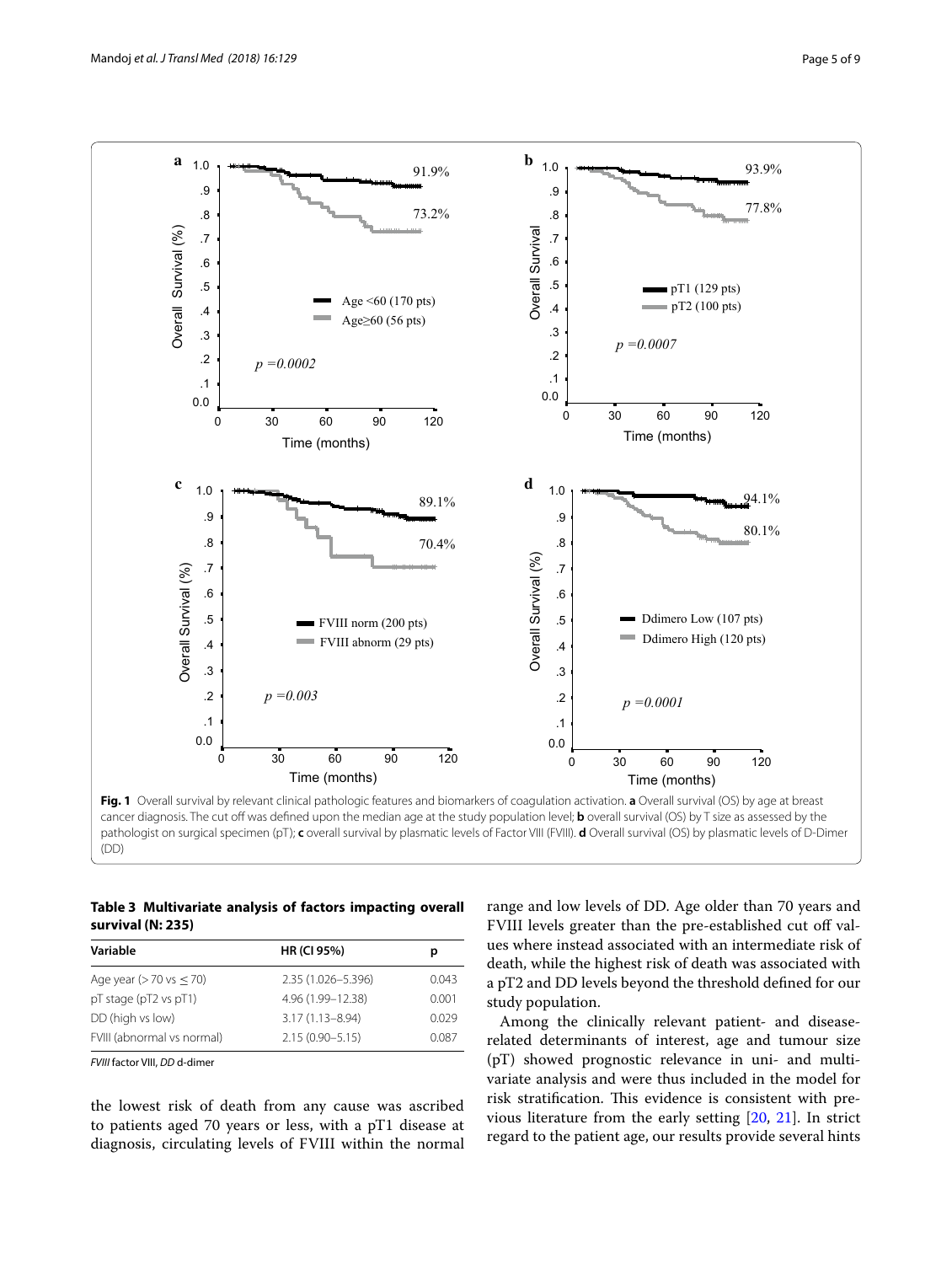Fig. 1 Overall survival by relevant clinical pathologic features and biomarkers of coagulation activation. **a** Overall survival (OS) by age at breast cancer diagnosis. The cut off was defined upon the median age at the study population level; **b** overall survival (OS) by T size as assessed by the pathologist on surgical specimen (pT); **c** overall survival by plasmatic levels of Factor VIII (FVIII). **d** Overall survival (OS) by plasmatic levels of D-Dimer (DD)

**Table 3 Multivariate analysis of factors impacting overall survival (N: 235)**

| Variable | HR (CI 95%) | p |
| --- | --- | --- |
| Age year (> 70 vs ≤ 70) | 2.35 (1.026–5.396) | 0.043 |
| pT stage (pT2 vs pT1) | 4.96 (1.99–12.38) | 0.001 |
| DD (high vs low) | 3.17 (1.13–8.94) | 0.029 |
| FVIII (abnormal vs normal) | 2.15 (0.90–5.15) | 0.087 |

*FVIII* factor VIII, *DD* d-dimer

the lowest risk of death from any cause was ascribed to patients aged 70 years or less, with a pT1 disease at diagnosis, circulating levels of FVIII within the normal range and low levels of DD. Age older than 70 years and FVIII levels greater than the pre-established cut off values where instead associated with an intermediate risk of death, while the highest risk of death was associated with a pT2 and DD levels beyond the threshold defined for our study population.

Among the clinically relevant patient- and disease-related determinants of interest, age and tumour size (pT) showed prognostic relevance in uni- and multivariate analysis and were thus included in the model for risk stratification. This evidence is consistent with previous literature from the early setting [20, 21]. In strict regard to the patient age, our results provide several hints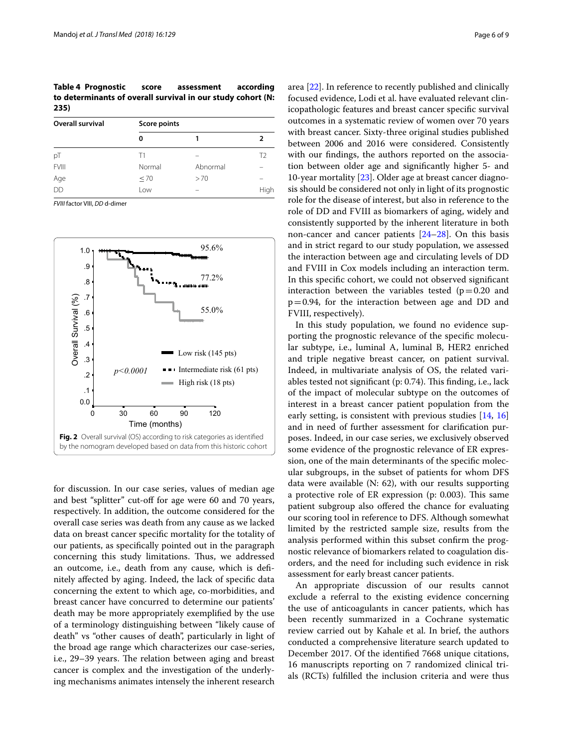**Table 4 Prognostic score assessment according to determinants of overall survival in our study cohort (N: 235)**

| Overall survival | Score points | | |
|---|---|---|---|
| | 0 | 1 | 2 |
| pT | T1 | – | T2 |
| FVIII | Normal | Abnormal | – |
| Age | ≤ 70 | > 70 | – |
| DD | Low | – | High |

*FVIII* factor VIII, *DD* d-dimer

**Fig. 2** Overall survival (OS) according to risk categories as identified by the nomogram developed based on data from this historic cohort

for discussion. In our case series, values of median age and best "splitter" cut-off for age were 60 and 70 years, respectively. In addition, the outcome considered for the overall case series was death from any cause as we lacked data on breast cancer specific mortality for the totality of our patients, as specifically pointed out in the paragraph concerning this study limitations. Thus, we addressed an outcome, i.e., death from any cause, which is definitely affected by aging. Indeed, the lack of specific data concerning the extent to which age, co-morbidities, and breast cancer have concurred to determine our patients' death may be more appropriately exemplified by the use of a terminology distinguishing between "likely cause of death" vs "other causes of death", particularly in light of the broad age range which characterizes our case-series, i.e., 29–39 years. The relation between aging and breast cancer is complex and the investigation of the underlying mechanisms animates intensely the inherent research area [22]. In reference to recently published and clinically focused evidence, Lodi et al. have evaluated relevant clinicopathologic features and breast cancer specific survival outcomes in a systematic review of women over 70 years with breast cancer. Sixty-three original studies published between 2006 and 2016 were considered. Consistently with our findings, the authors reported on the association between older age and significantly higher 5- and 10-year mortality [23]. Older age at breast cancer diagnosis should be considered not only in light of its prognostic role for the disease of interest, but also in reference to the role of DD and FVIII as biomarkers of aging, widely and consistently supported by the inherent literature in both non-cancer and cancer patients [24–28]. On this basis and in strict regard to our study population, we assessed the interaction between age and circulating levels of DD and FVIII in Cox models including an interaction term. In this specific cohort, we could not observed significant interaction between the variables tested ($p = 0.20$ and $p = 0.94$, for the interaction between age and DD and FVIII, respectively).

In this study population, we found no evidence supporting the prognostic relevance of the specific molecular subtype, i.e., luminal A, luminal B, HER2 enriched and triple negative breast cancer, on patient survival. Indeed, in multivariate analysis of OS, the related variables tested not significant (p: 0.74). This finding, i.e., lack of the impact of molecular subtype on the outcomes of interest in a breast cancer patient population from the early setting, is consistent with previous studies [14, 16] and in need of further assessment for clarification purposes. Indeed, in our case series, we exclusively observed some evidence of the prognostic relevance of ER expression, one of the main determinants of the specific molecular subgroups, in the subset of patients for whom DFS data were available (N: 62), with our results supporting a protective role of ER expression (p: 0.003). This same patient subgroup also offered the chance for evaluating our scoring tool in reference to DFS. Although somewhat limited by the restricted sample size, results from the analysis performed within this subset confirm the prognostic relevance of biomarkers related to coagulation disorders, and the need for including such evidence in risk assessment for early breast cancer patients.

An appropriate discussion of our results cannot exclude a referral to the existing evidence concerning the use of anticoagulants in cancer patients, which has been recently summarized in a Cochrane systematic review carried out by Kahale et al. In brief, the authors conducted a comprehensive literature search updated to December 2017. Of the identified 7668 unique citations, 16 manuscripts reporting on 7 randomized clinical trials (RCTs) fulfilled the inclusion criteria and were thus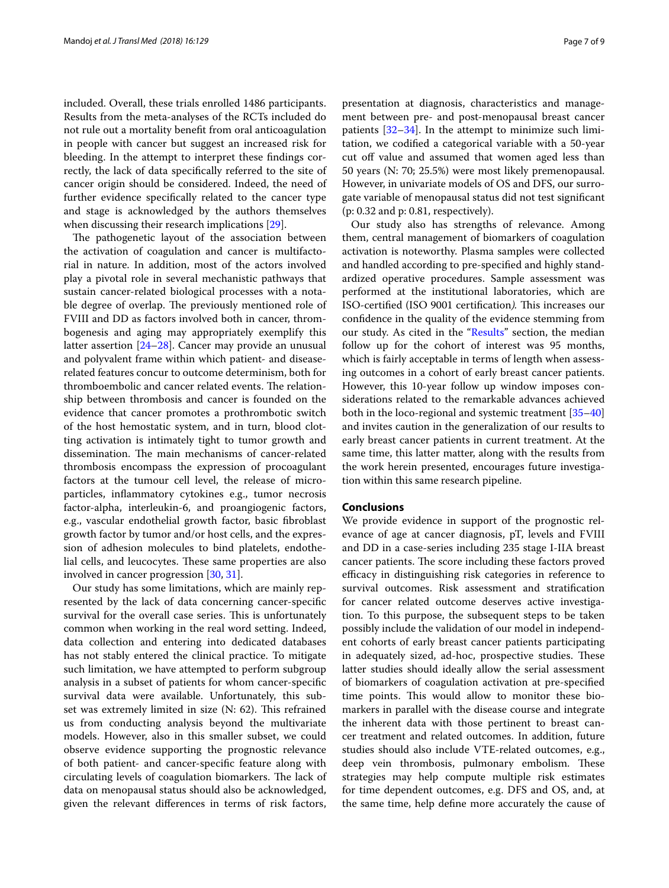included. Overall, these trials enrolled 1486 participants. Results from the meta-analyses of the RCTs included do not rule out a mortality benefit from oral anticoagulation in people with cancer but suggest an increased risk for bleeding. In the attempt to interpret these findings correctly, the lack of data specifically referred to the site of cancer origin should be considered. Indeed, the need of further evidence specifically related to the cancer type and stage is acknowledged by the authors themselves when discussing their research implications [29].

The pathogenetic layout of the association between the activation of coagulation and cancer is multifactorial in nature. In addition, most of the actors involved play a pivotal role in several mechanistic pathways that sustain cancer-related biological processes with a notable degree of overlap. The previously mentioned role of FVIII and DD as factors involved both in cancer, thrombogenesis and aging may appropriately exemplify this latter assertion [24–28]. Cancer may provide an unusual and polyvalent frame within which patient- and disease-related features concur to outcome determinism, both for thromboembolic and cancer related events. The relationship between thrombosis and cancer is founded on the evidence that cancer promotes a prothrombotic switch of the host hemostatic system, and in turn, blood clotting activation is intimately tight to tumor growth and dissemination. The main mechanisms of cancer-related thrombosis encompass the expression of procoagulant factors at the tumour cell level, the release of microparticles, inflammatory cytokines e.g., tumor necrosis factor-alpha, interleukin-6, and proangiogenic factors, e.g., vascular endothelial growth factor, basic fibroblast growth factor by tumor and/or host cells, and the expression of adhesion molecules to bind platelets, endothelial cells, and leucocytes. These same properties are also involved in cancer progression [30, 31].

Our study has some limitations, which are mainly represented by the lack of data concerning cancer-specific survival for the overall case series. This is unfortunately common when working in the real word setting. Indeed, data collection and entering into dedicated databases has not stably entered the clinical practice. To mitigate such limitation, we have attempted to perform subgroup analysis in a subset of patients for whom cancer-specific survival data were available. Unfortunately, this subset was extremely limited in size (N: 62). This refrained us from conducting analysis beyond the multivariate models. However, also in this smaller subset, we could observe evidence supporting the prognostic relevance of both patient- and cancer-specific feature along with circulating levels of coagulation biomarkers. The lack of data on menopausal status should also be acknowledged, given the relevant differences in terms of risk factors, presentation at diagnosis, characteristics and management between pre- and post-menopausal breast cancer patients [32–34]. In the attempt to minimize such limitation, we codified a categorical variable with a 50-year cut off value and assumed that women aged less than 50 years (N: 70; 25.5%) were most likely premenopausal. However, in univariate models of OS and DFS, our surrogate variable of menopausal status did not test significant (p: 0.32 and p: 0.81, respectively).

Our study also has strengths of relevance. Among them, central management of biomarkers of coagulation activation is noteworthy. Plasma samples were collected and handled according to pre-specified and highly standardized operative procedures. Sample assessment was performed at the institutional laboratories, which are ISO-certified (ISO 9001 certification*).* This increases our confidence in the quality of the evidence stemming from our study. As cited in the "Results" section, the median follow up for the cohort of interest was 95 months, which is fairly acceptable in terms of length when assessing outcomes in a cohort of early breast cancer patients. However, this 10-year follow up window imposes considerations related to the remarkable advances achieved both in the loco-regional and systemic treatment [35–40] and invites caution in the generalization of our results to early breast cancer patients in current treatment. At the same time, this latter matter, along with the results from the work herein presented, encourages future investigation within this same research pipeline.

## Conclusions

We provide evidence in support of the prognostic relevance of age at cancer diagnosis, pT, levels and FVIII and DD in a case-series including 235 stage I-IIA breast cancer patients. The score including these factors proved efficacy in distinguishing risk categories in reference to survival outcomes. Risk assessment and stratification for cancer related outcome deserves active investigation. To this purpose, the subsequent steps to be taken possibly include the validation of our model in independent cohorts of early breast cancer patients participating in adequately sized, ad-hoc, prospective studies. These latter studies should ideally allow the serial assessment of biomarkers of coagulation activation at pre-specified time points. This would allow to monitor these biomarkers in parallel with the disease course and integrate the inherent data with those pertinent to breast cancer treatment and related outcomes. In addition, future studies should also include VTE-related outcomes, e.g., deep vein thrombosis, pulmonary embolism. These strategies may help compute multiple risk estimates for time dependent outcomes, e.g. DFS and OS, and, at the same time, help define more accurately the cause of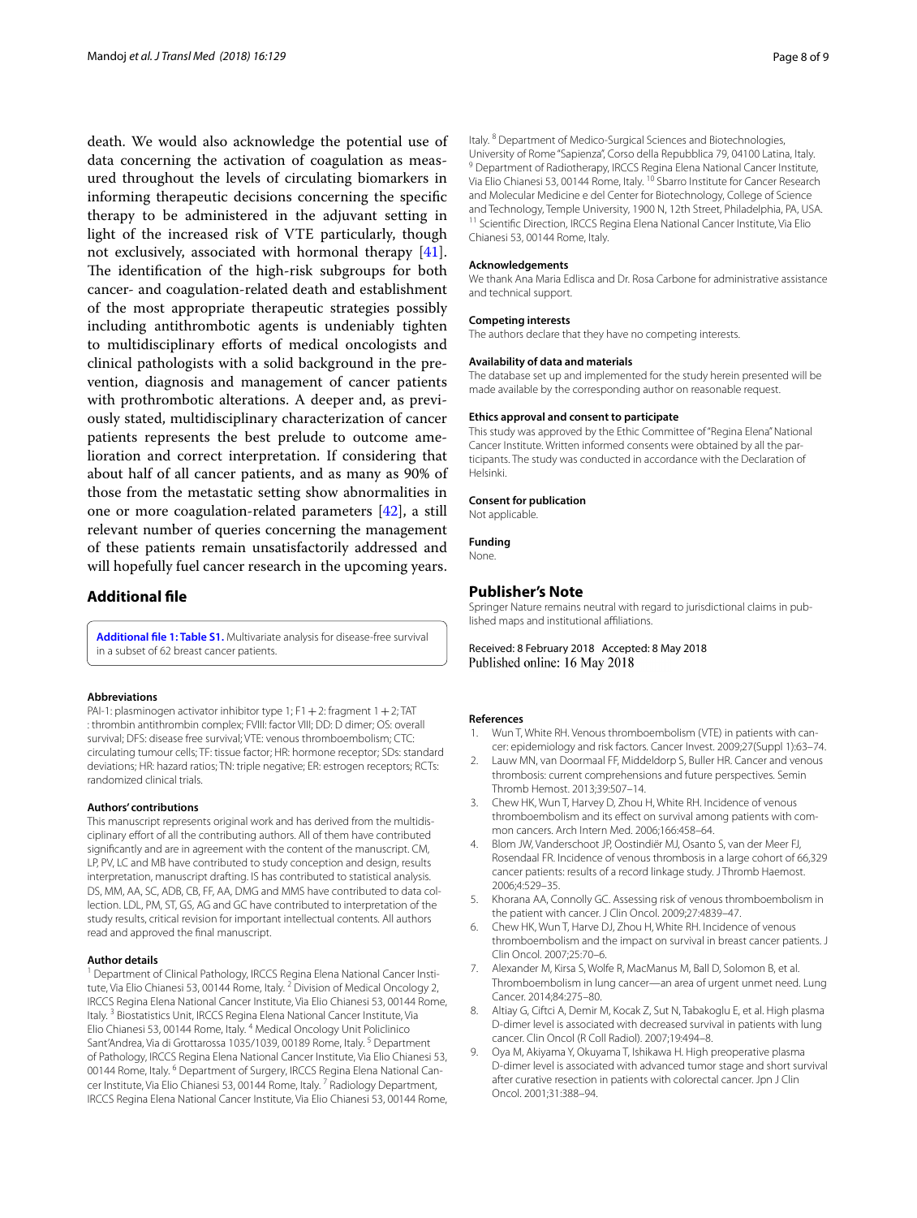death. We would also acknowledge the potential use of data concerning the activation of coagulation as measured throughout the levels of circulating biomarkers in informing therapeutic decisions concerning the specific therapy to be administered in the adjuvant setting in light of the increased risk of VTE particularly, though not exclusively, associated with hormonal therapy [41]. The identification of the high-risk subgroups for both cancer- and coagulation-related death and establishment of the most appropriate therapeutic strategies possibly including antithrombotic agents is undeniably tighten to multidisciplinary efforts of medical oncologists and clinical pathologists with a solid background in the prevention, diagnosis and management of cancer patients with prothrombotic alterations. A deeper and, as previously stated, multidisciplinary characterization of cancer patients represents the best prelude to outcome amelioration and correct interpretation. If considering that about half of all cancer patients, and as many as 90% of those from the metastatic setting show abnormalities in one or more coagulation-related parameters [42], a still relevant number of queries concerning the management of these patients remain unsatisfactorily addressed and will hopefully fuel cancer research in the upcoming years.

## Additional file

**Additional file 1: Table S1.** Multivariate analysis for disease-free survival in a subset of 62 breast cancer patients.

### Abbreviations

PAI-1: plasminogen activator inhibitor type 1; F1 + 2: fragment 1 + 2; TAT : thrombin antithrombin complex; FVIII: factor VIII; DD: D dimer; OS: overall survival; DFS: disease free survival; VTE: venous thromboembolism; CTC: circulating tumour cells; TF: tissue factor; HR: hormone receptor; SDs: standard deviations; HR: hazard ratios; TN: triple negative; ER: estrogen receptors; RCTs: randomized clinical trials.

### Authors' contributions

This manuscript represents original work and has derived from the multidisciplinary effort of all the contributing authors. All of them have contributed significantly and are in agreement with the content of the manuscript. CM, LP, PV, LC and MB have contributed to study conception and design, results interpretation, manuscript drafting. IS has contributed to statistical analysis. DS, MM, AA, SC, ADB, CB, FF, AA, DMG and MMS have contributed to data collection. LDL, PM, ST, GS, AG and GC have contributed to interpretation of the study results, critical revision for important intellectual contents. All authors read and approved the final manuscript.

### Author details

[1] Department of Clinical Pathology, IRCCS Regina Elena National Cancer Institute, Via Elio Chianesi 53, 00144 Rome, Italy. [2] Division of Medical Oncology 2, IRCCS Regina Elena National Cancer Institute, Via Elio Chianesi 53, 00144 Rome, Italy. [3] Biostatistics Unit, IRCCS Regina Elena National Cancer Institute, Via Elio Chianesi 53, 00144 Rome, Italy. [4] Medical Oncology Unit Policlinico Sant'Andrea, Via di Grottarossa 1035/1039, 00189 Rome, Italy. [5] Department of Pathology, IRCCS Regina Elena National Cancer Institute, Via Elio Chianesi 53, 00144 Rome, Italy. [6] Department of Surgery, IRCCS Regina Elena National Cancer Institute, Via Elio Chianesi 53, 00144 Rome, Italy. [7] Radiology Department, IRCCS Regina Elena National Cancer Institute, Via Elio Chianesi 53, 00144 Rome, Italy. [8] Department of Medico-Surgical Sciences and Biotechnologies, University of Rome "Sapienza", Corso della Repubblica 79, 04100 Latina, Italy. [9] Department of Radiotherapy, IRCCS Regina Elena National Cancer Institute, Via Elio Chianesi 53, 00144 Rome, Italy. [10] Sbarro Institute for Cancer Research and Molecular Medicine e del Center for Biotechnology, College of Science and Technology, Temple University, 1900 N, 12th Street, Philadelphia, PA, USA. [11] Scientific Direction, IRCCS Regina Elena National Cancer Institute, Via Elio Chianesi 53, 00144 Rome, Italy.

### Acknowledgements

We thank Ana Maria Edlisca and Dr. Rosa Carbone for administrative assistance and technical support.

### Competing interests

The authors declare that they have no competing interests.

### Availability of data and materials

The database set up and implemented for the study herein presented will be made available by the corresponding author on reasonable request.

### Ethics approval and consent to participate

This study was approved by the Ethic Committee of "Regina Elena" National Cancer Institute. Written informed consents were obtained by all the participants. The study was conducted in accordance with the Declaration of Helsinki.

### Consent for publication

Not applicable.

### Funding

None.

## Publisher's Note

Springer Nature remains neutral with regard to jurisdictional claims in published maps and institutional affiliations.

Received: 8 February 2018 Accepted: 8 May 2018
Published online: 16 May 2018

### References

1. Wun T, White RH. Venous thromboembolism (VTE) in patients with cancer: epidemiology and risk factors. Cancer Invest. 2009;27(Suppl 1):63–74.
2. Lauw MN, van Doormaal FF, Middeldorp S, Buller HR. Cancer and venous thrombosis: current comprehensions and future perspectives. Semin Thromb Hemost. 2013;39:507–14.
3. Chew HK, Wun T, Harvey D, Zhou H, White RH. Incidence of venous thromboembolism and its effect on survival among patients with common cancers. Arch Intern Med. 2006;166:458–64.
4. Blom JW, Vanderschoot JP, Oostindiër MJ, Osanto S, van der Meer FJ, Rosendaal FR. Incidence of venous thrombosis in a large cohort of 66,329 cancer patients: results of a record linkage study. J Thromb Haemost. 2006;4:529–35.
5. Khorana AA, Connolly GC. Assessing risk of venous thromboembolism in the patient with cancer. J Clin Oncol. 2009;27:4839–47.
6. Chew HK, Wun T, Harve DJ, Zhou H, White RH. Incidence of venous thromboembolism and the impact on survival in breast cancer patients. J Clin Oncol. 2007;25:70–6.
7. Alexander M, Kirsa S, Wolfe R, MacManus M, Ball D, Solomon B, et al. Thromboembolism in lung cancer—an area of urgent unmet need. Lung Cancer. 2014;84:275–80.
8. Altiay G, Ciftci A, Demir M, Kocak Z, Sut N, Tabakoglu E, et al. High plasma D-dimer level is associated with decreased survival in patients with lung cancer. Clin Oncol (R Coll Radiol). 2007;19:494–8.
9. Oya M, Akiyama Y, Okuyama T, Ishikawa H. High preoperative plasma D-dimer level is associated with advanced tumor stage and short survival after curative resection in patients with colorectal cancer. Jpn J Clin Oncol. 2001;31:388–94.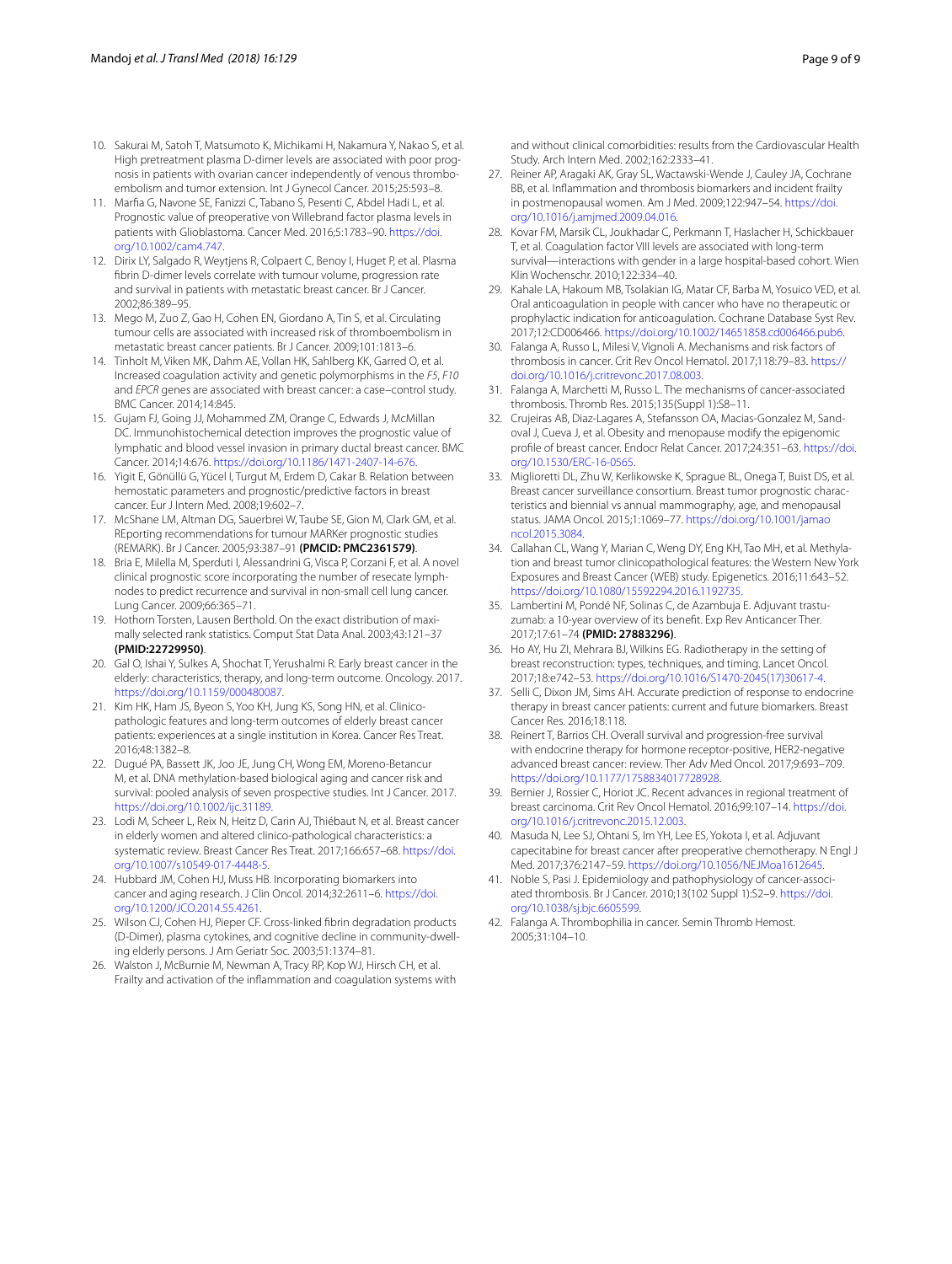10. Sakurai M, Satoh T, Matsumoto K, Michikami H, Nakamura Y, Nakao S, et al. High pretreatment plasma D-dimer levels are associated with poor prognosis in patients with ovarian cancer independently of venous thromboembolism and tumor extension. Int J Gynecol Cancer. 2015;25:593–8.
11. Marfia G, Navone SE, Fanizzi C, Tabano S, Pesenti C, Abdel Hadi L, et al. Prognostic value of preoperative von Willebrand factor plasma levels in patients with Glioblastoma. Cancer Med. 2016;5:1783–90. https://doi.org/10.1002/cam4.747.
12. Dirix LY, Salgado R, Weytjens R, Colpaert C, Benoy I, Huget P, et al. Plasma fibrin D-dimer levels correlate with tumour volume, progression rate and survival in patients with metastatic breast cancer. Br J Cancer. 2002;86:389–95.
13. Mego M, Zuo Z, Gao H, Cohen EN, Giordano A, Tin S, et al. Circulating tumour cells are associated with increased risk of thromboembolism in metastatic breast cancer patients. Br J Cancer. 2009;101:1813–6.
14. Tinholt M, Viken MK, Dahm AE, Vollan HK, Sahlberg KK, Garred O, et al. Increased coagulation activity and genetic polymorphisms in the *F5*, *F10* and *EPCR* genes are associated with breast cancer: a case–control study. BMC Cancer. 2014;14:845.
15. Gujam FJ, Going JJ, Mohammed ZM, Orange C, Edwards J, McMillan DC. Immunohistochemical detection improves the prognostic value of lymphatic and blood vessel invasion in primary ductal breast cancer. BMC Cancer. 2014;14:676. https://doi.org/10.1186/1471-2407-14-676.
16. Yigit E, Gönüllü G, Yücel I, Turgut M, Erdem D, Cakar B. Relation between hemostatic parameters and prognostic/predictive factors in breast cancer. Eur J Intern Med. 2008;19:602–7.
17. McShane LM, Altman DG, Sauerbrei W, Taube SE, Gion M, Clark GM, et al. REporting recommendations for tumour MARKer prognostic studies (REMARK). Br J Cancer. 2005;93:387–91 **(PMCID: PMC2361579)**.
18. Bria E, Milella M, Sperduti I, Alessandrini G, Visca P, Corzani F, et al. A novel clinical prognostic score incorporating the number of resecate lymphnodes to predict recurrence and survival in non-small cell lung cancer. Lung Cancer. 2009;66:365–71.
19. Hothorn Torsten, Lausen Berthold. On the exact distribution of maximally selected rank statistics. Comput Stat Data Anal. 2003;43:121–37 **(PMID:22729950)**.
20. Gal O, Ishai Y, Sulkes A, Shochat T, Yerushalmi R. Early breast cancer in the elderly: characteristics, therapy, and long-term outcome. Oncology. 2017. https://doi.org/10.1159/000480087.
21. Kim HK, Ham JS, Byeon S, Yoo KH, Jung KS, Song HN, et al. Clinicopathologic features and long-term outcomes of elderly breast cancer patients: experiences at a single institution in Korea. Cancer Res Treat. 2016;48:1382–8.
22. Dugué PA, Bassett JK, Joo JE, Jung CH, Wong EM, Moreno-Betancur M, et al. DNA methylation-based biological aging and cancer risk and survival: pooled analysis of seven prospective studies. Int J Cancer. 2017. https://doi.org/10.1002/ijc.31189.
23. Lodi M, Scheer L, Reix N, Heitz D, Carin AJ, Thiébaut N, et al. Breast cancer in elderly women and altered clinico-pathological characteristics: a systematic review. Breast Cancer Res Treat. 2017;166:657–68. https://doi.org/10.1007/s10549-017-4448-5.
24. Hubbard JM, Cohen HJ, Muss HB. Incorporating biomarkers into cancer and aging research. J Clin Oncol. 2014;32:2611–6. https://doi.org/10.1200/JCO.2014.55.4261.
25. Wilson CJ, Cohen HJ, Pieper CF. Cross-linked fibrin degradation products (D-Dimer), plasma cytokines, and cognitive decline in community-dwelling elderly persons. J Am Geriatr Soc. 2003;51:1374–81.
26. Walston J, McBurnie M, Newman A, Tracy RP, Kop WJ, Hirsch CH, et al. Frailty and activation of the inflammation and coagulation systems with and without clinical comorbidities: results from the Cardiovascular Health Study. Arch Intern Med. 2002;162:2333–41.
27. Reiner AP, Aragaki AK, Gray SL, Wactawski-Wende J, Cauley JA, Cochrane BB, et al. Inflammation and thrombosis biomarkers and incident frailty in postmenopausal women. Am J Med. 2009;122:947–54. https://doi.org/10.1016/j.amjmed.2009.04.016.
28. Kovar FM, Marsik CL, Joukhadar C, Perkmann T, Haslacher H, Schickbauer T, et al. Coagulation factor VIII levels are associated with long-term survival—interactions with gender in a large hospital-based cohort. Wien Klin Wochenschr. 2010;122:334–40.
29. Kahale LA, Hakoum MB, Tsolakian IG, Matar CF, Barba M, Yosuico VED, et al. Oral anticoagulation in people with cancer who have no therapeutic or prophylactic indication for anticoagulation. Cochrane Database Syst Rev. 2017;12:CD006466. https://doi.org/10.1002/14651858.cd006466.pub6.
30. Falanga A, Russo L, Milesi V, Vignoli A. Mechanisms and risk factors of thrombosis in cancer. Crit Rev Oncol Hematol. 2017;118:79–83. https://doi.org/10.1016/j.critrevonc.2017.08.003.
31. Falanga A, Marchetti M, Russo L. The mechanisms of cancer-associated thrombosis. Thromb Res. 2015;135(Suppl 1):S8–11.
32. Crujeiras AB, Diaz-Lagares A, Stefansson OA, Macias-Gonzalez M, Sandoval J, Cueva J, et al. Obesity and menopause modify the epigenomic profile of breast cancer. Endocr Relat Cancer. 2017;24:351–63. https://doi.org/10.1530/ERC-16-0565.
33. Miglioretti DL, Zhu W, Kerlikowske K, Sprague BL, Onega T, Buist DS, et al. Breast cancer surveillance consortium. Breast tumor prognostic characteristics and biennial vs annual mammography, age, and menopausal status. JAMA Oncol. 2015;1:1069–77. https://doi.org/10.1001/jamaoncol.2015.3084.
34. Callahan CL, Wang Y, Marian C, Weng DY, Eng KH, Tao MH, et al. Methylation and breast tumor clinicopathological features: the Western New York Exposures and Breast Cancer (WEB) study. Epigenetics. 2016;11:643–52. https://doi.org/10.1080/15592294.2016.1192735.
35. Lambertini M, Pondé NF, Solinas C, de Azambuja E. Adjuvant trastuzumab: a 10-year overview of its benefit. Exp Rev Anticancer Ther. 2017;17:61–74 **(PMID: 27883296)**.
36. Ho AY, Hu ZI, Mehrara BJ, Wilkins EG. Radiotherapy in the setting of breast reconstruction: types, techniques, and timing. Lancet Oncol. 2017;18:e742–53. https://doi.org/10.1016/S1470-2045(17)30617-4.
37. Selli C, Dixon JM, Sims AH. Accurate prediction of response to endocrine therapy in breast cancer patients: current and future biomarkers. Breast Cancer Res. 2016;18:118.
38. Reinert T, Barrios CH. Overall survival and progression-free survival with endocrine therapy for hormone receptor-positive, HER2-negative advanced breast cancer: review. Ther Adv Med Oncol. 2017;9:693–709. https://doi.org/10.1177/1758834017728928.
39. Bernier J, Rossier C, Horiot JC. Recent advances in regional treatment of breast carcinoma. Crit Rev Oncol Hematol. 2016;99:107–14. https://doi.org/10.1016/j.critrevonc.2015.12.003.
40. Masuda N, Lee SJ, Ohtani S, Im YH, Lee ES, Yokota I, et al. Adjuvant capecitabine for breast cancer after preoperative chemotherapy. N Engl J Med. 2017;376:2147–59. https://doi.org/10.1056/NEJMoa1612645.
41. Noble S, Pasi J. Epidemiology and pathophysiology of cancer-associated thrombosis. Br J Cancer. 2010;13(102 Suppl 1):S2–9. https://doi.org/10.1038/sj.bjc.6605599.
42. Falanga A. Thrombophilia in cancer. Semin Thromb Hemost. 2005;31:104–10.